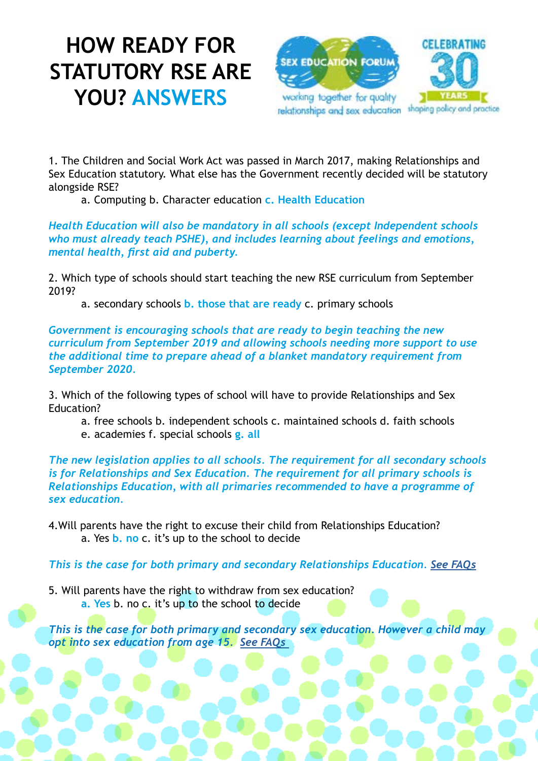# HOW READY FOR STATUTORY RSE ARE YOU? ANSWERS

SEX EDUCATION FORUM
working together for quality relationships and sex education

CELEBRATING 30 YEARS
shaping policy and practice

1. The Children and Social Work Act was passed in March 2017, making Relationships and Sex Education statutory. What else has the Government recently decided will be statutory alongside RSE?
   a. Computing b. Character education **c. Health Education**

*Health Education will also be mandatory in all schools (except Independent schools who must already teach PSHE), and includes learning about feelings and emotions, mental health, first aid and puberty.*

2. Which type of schools should start teaching the new RSE curriculum from September 2019?
   a. secondary schools **b. those that are ready** c. primary schools

*Government is encouraging schools that are ready to begin teaching the new curriculum from September 2019 and allowing schools needing more support to use the additional time to prepare ahead of a blanket mandatory requirement from September 2020.*

3. Which of the following types of school will have to provide Relationships and Sex Education?
   a. free schools b. independent schools c. maintained schools d. faith schools
   e. academies f. special schools **g. all**

*The new legislation applies to all schools. The requirement for all secondary schools is for Relationships and Sex Education. The requirement for all primary schools is Relationships Education, with all primaries recommended to have a programme of sex education.*

4. Will parents have the right to excuse their child from Relationships Education?
   a. Yes **b. no** c. it's up to the school to decide

*This is the case for both primary and secondary Relationships Education. See FAQs*

5. Will parents have the right to withdraw from sex education?
   **a. Yes** b. no c. it's up to the school to decide

*This is the case for both primary and secondary sex education. However a child may opt into sex education from age 15. See FAQs*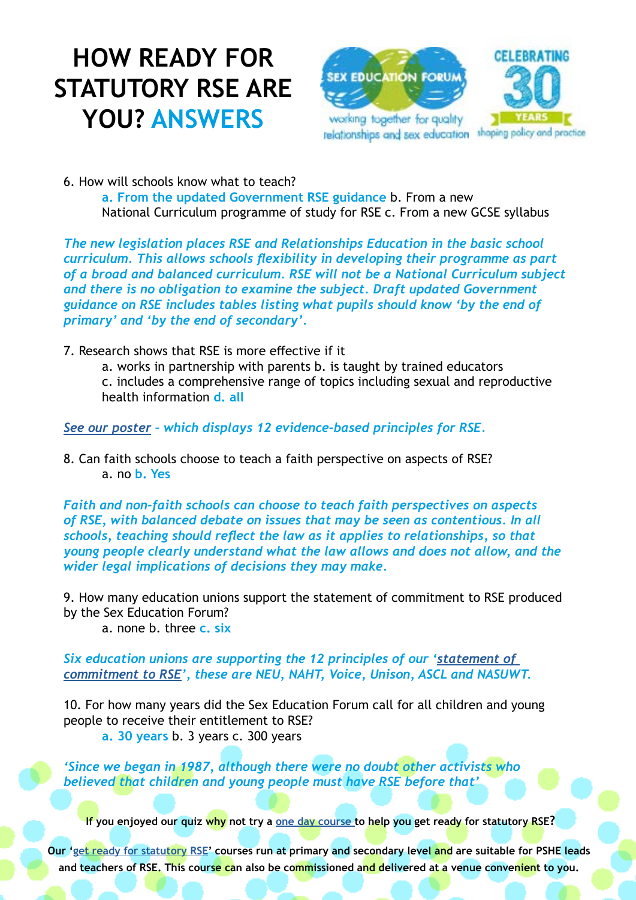# HOW READY FOR STATUTORY RSE ARE YOU? ANSWERS

SEX EDUCATION FORUM

working together for quality relationships and sex education

CELEBRATING 30 YEARS

shaping policy and practice

6. How will schools know what to teach?

   **a. From the updated Government RSE guidance** b. From a new National Curriculum programme of study for RSE c. From a new GCSE syllabus

*The new legislation places RSE and Relationships Education in the basic school curriculum. This allows schools flexibility in developing their programme as part of a broad and balanced curriculum. RSE will not be a National Curriculum subject and there is no obligation to examine the subject. Draft updated Government guidance on RSE includes tables listing what pupils should know 'by the end of primary' and 'by the end of secondary'.*

7. Research shows that RSE is more effective if it

   a. works in partnership with parents b. is taught by trained educators
   c. includes a comprehensive range of topics including sexual and reproductive health information **d. all**

*See our poster – which displays 12 evidence-based principles for RSE.*

8. Can faith schools choose to teach a faith perspective on aspects of RSE?

   a. no **b. Yes**

*Faith and non-faith schools can choose to teach faith perspectives on aspects of RSE, with balanced debate on issues that may be seen as contentious. In all schools, teaching should reflect the law as it applies to relationships, so that young people clearly understand what the law allows and does not allow, and the wider legal implications of decisions they may make.*

9. How many education unions support the statement of commitment to RSE produced by the Sex Education Forum?

   a. none b. three **c. six**

*Six education unions are supporting the 12 principles of our 'statement of commitment to RSE', these are NEU, NAHT, Voice, Unison, ASCL and NASUWT.*

10. For how many years did the Sex Education Forum call for all children and young people to receive their entitlement to RSE?

    **a. 30 years** b. 3 years c. 300 years

*'Since we began in 1987, although there were no doubt other activists who believed that children and young people must have RSE before that'*

**If you enjoyed our quiz why not try a one day course to help you get ready for statutory RSE?**

**Our 'get ready for statutory RSE' courses run at primary and secondary level and are suitable for PSHE leads and teachers of RSE. This course can also be commissioned and delivered at a venue convenient to you.**